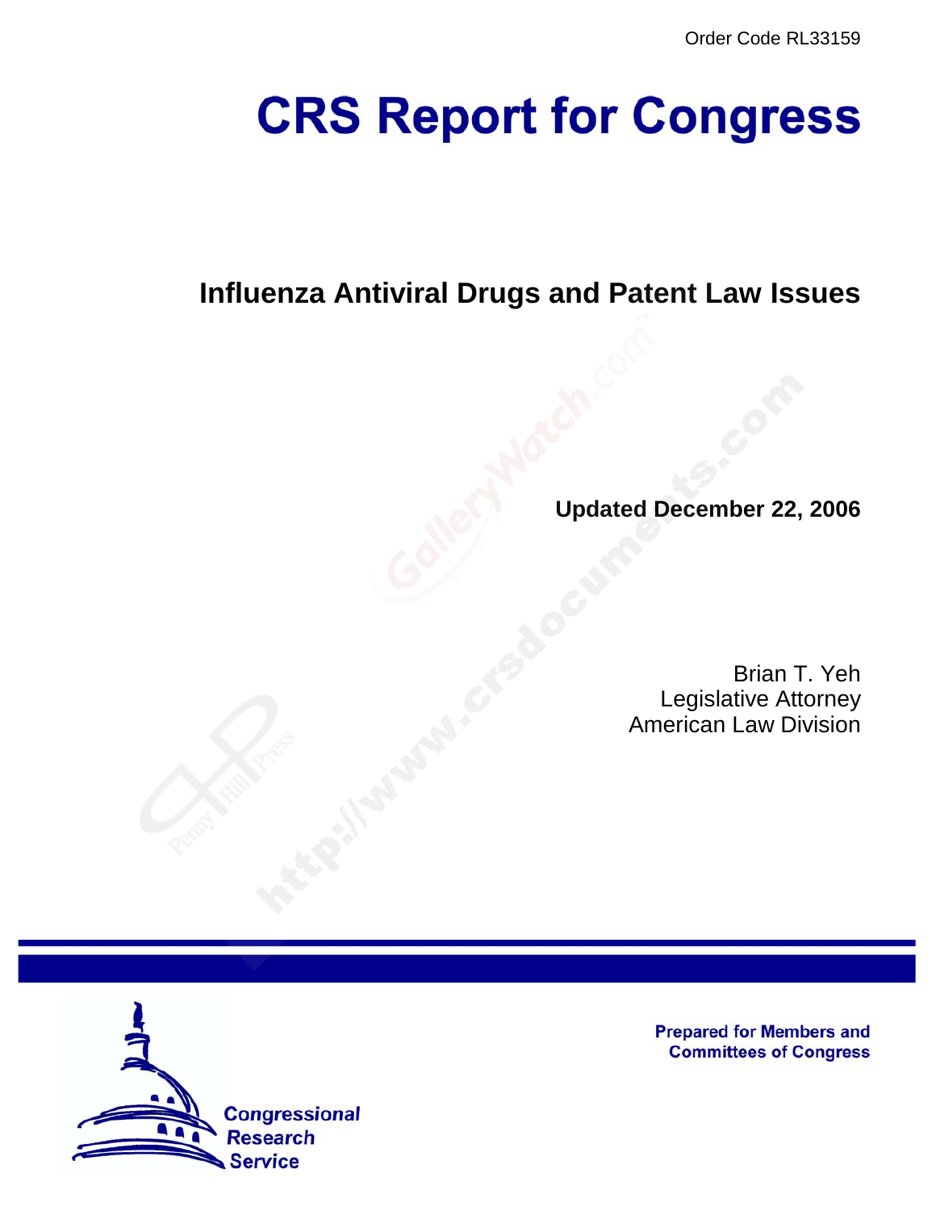Order Code RL33159

# CRS Report for Congress

## Influenza Antiviral Drugs and Patent Law Issues

**Updated December 22, 2006**

Brian T. Yeh
Legislative Attorney
American Law Division

Prepared for Members and Committees of Congress

Congressional Research Service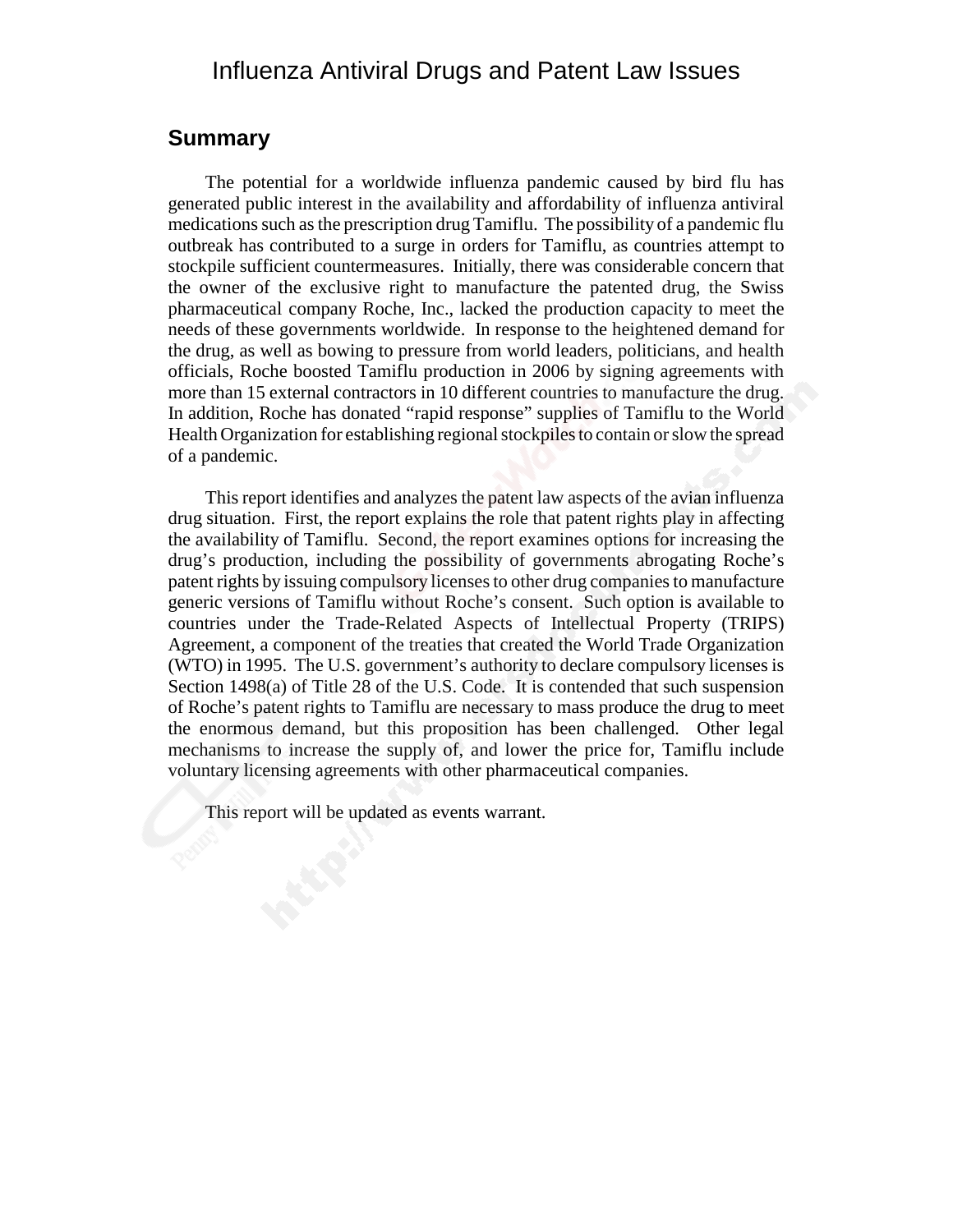# Influenza Antiviral Drugs and Patent Law Issues

## Summary

The potential for a worldwide influenza pandemic caused by bird flu has generated public interest in the availability and affordability of influenza antiviral medications such as the prescription drug Tamiflu. The possibility of a pandemic flu outbreak has contributed to a surge in orders for Tamiflu, as countries attempt to stockpile sufficient countermeasures. Initially, there was considerable concern that the owner of the exclusive right to manufacture the patented drug, the Swiss pharmaceutical company Roche, Inc., lacked the production capacity to meet the needs of these governments worldwide. In response to the heightened demand for the drug, as well as bowing to pressure from world leaders, politicians, and health officials, Roche boosted Tamiflu production in 2006 by signing agreements with more than 15 external contractors in 10 different countries to manufacture the drug. In addition, Roche has donated "rapid response" supplies of Tamiflu to the World Health Organization for establishing regional stockpiles to contain or slow the spread of a pandemic.

This report identifies and analyzes the patent law aspects of the avian influenza drug situation. First, the report explains the role that patent rights play in affecting the availability of Tamiflu. Second, the report examines options for increasing the drug's production, including the possibility of governments abrogating Roche's patent rights by issuing compulsory licenses to other drug companies to manufacture generic versions of Tamiflu without Roche's consent. Such option is available to countries under the Trade-Related Aspects of Intellectual Property (TRIPS) Agreement, a component of the treaties that created the World Trade Organization (WTO) in 1995. The U.S. government's authority to declare compulsory licenses is Section 1498(a) of Title 28 of the U.S. Code. It is contended that such suspension of Roche's patent rights to Tamiflu are necessary to mass produce the drug to meet the enormous demand, but this proposition has been challenged. Other legal mechanisms to increase the supply of, and lower the price for, Tamiflu include voluntary licensing agreements with other pharmaceutical companies.

This report will be updated as events warrant.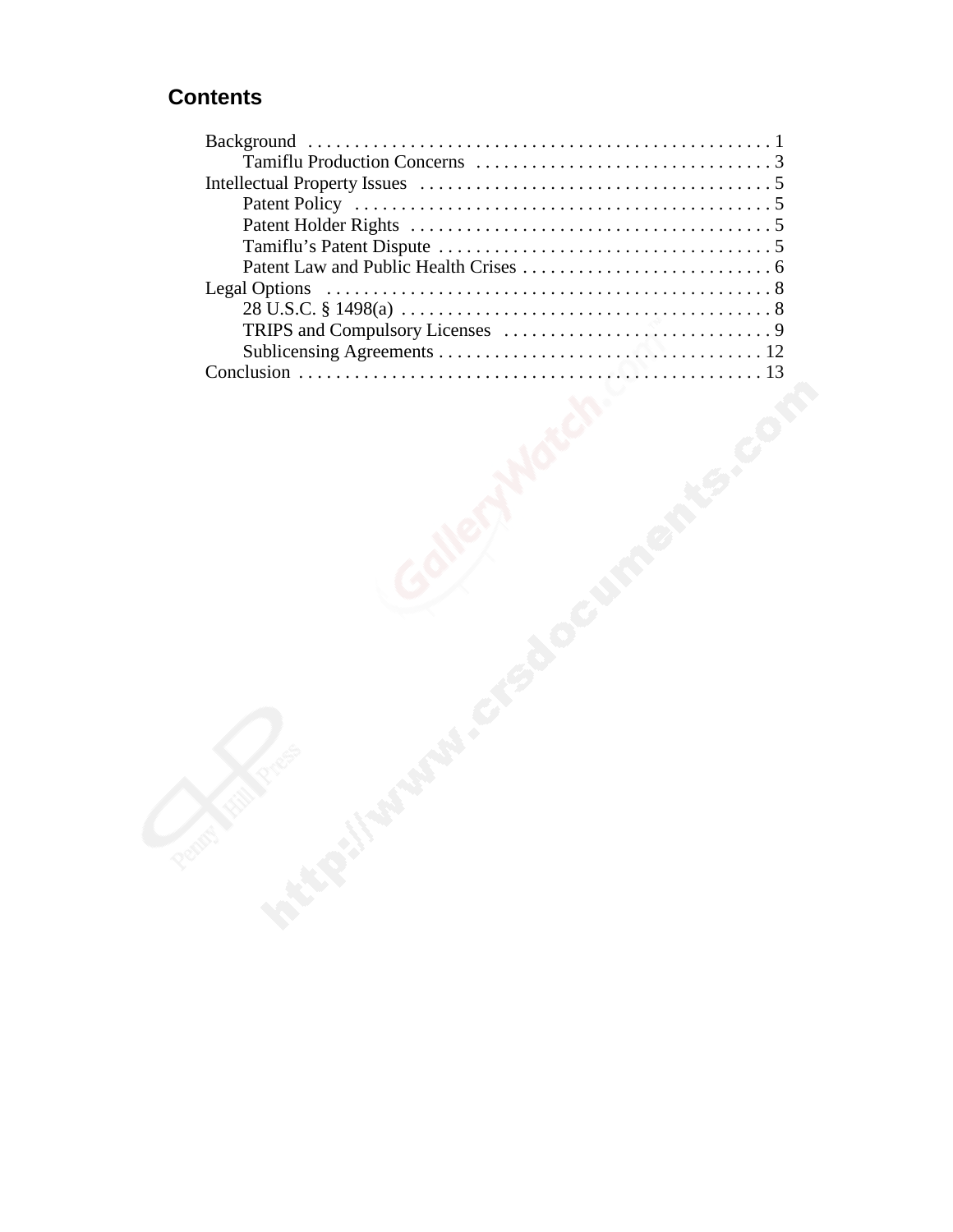## Contents

- Background . . . . . . . . . . . . . . . . . . . . . . . . . . . . . . . . . . . . . . . . . . . . . . . . . 1
  - Tamiflu Production Concerns . . . . . . . . . . . . . . . . . . . . . . . . . . . . . . . . 3
- Intellectual Property Issues . . . . . . . . . . . . . . . . . . . . . . . . . . . . . . . . . . . . . . 5
  - Patent Policy . . . . . . . . . . . . . . . . . . . . . . . . . . . . . . . . . . . . . . . . . . . . . 5
  - Patent Holder Rights . . . . . . . . . . . . . . . . . . . . . . . . . . . . . . . . . . . . . . . 5
  - Tamiflu's Patent Dispute . . . . . . . . . . . . . . . . . . . . . . . . . . . . . . . . . . . . 5
  - Patent Law and Public Health Crises . . . . . . . . . . . . . . . . . . . . . . . . . . . 6
- Legal Options . . . . . . . . . . . . . . . . . . . . . . . . . . . . . . . . . . . . . . . . . . . . . . . . 8
  - 28 U.S.C. § 1498(a) . . . . . . . . . . . . . . . . . . . . . . . . . . . . . . . . . . . . . . . . 8
  - TRIPS and Compulsory Licenses . . . . . . . . . . . . . . . . . . . . . . . . . . . . . 9
  - Sublicensing Agreements . . . . . . . . . . . . . . . . . . . . . . . . . . . . . . . . . . . 12
- Conclusion . . . . . . . . . . . . . . . . . . . . . . . . . . . . . . . . . . . . . . . . . . . . . . . . . 13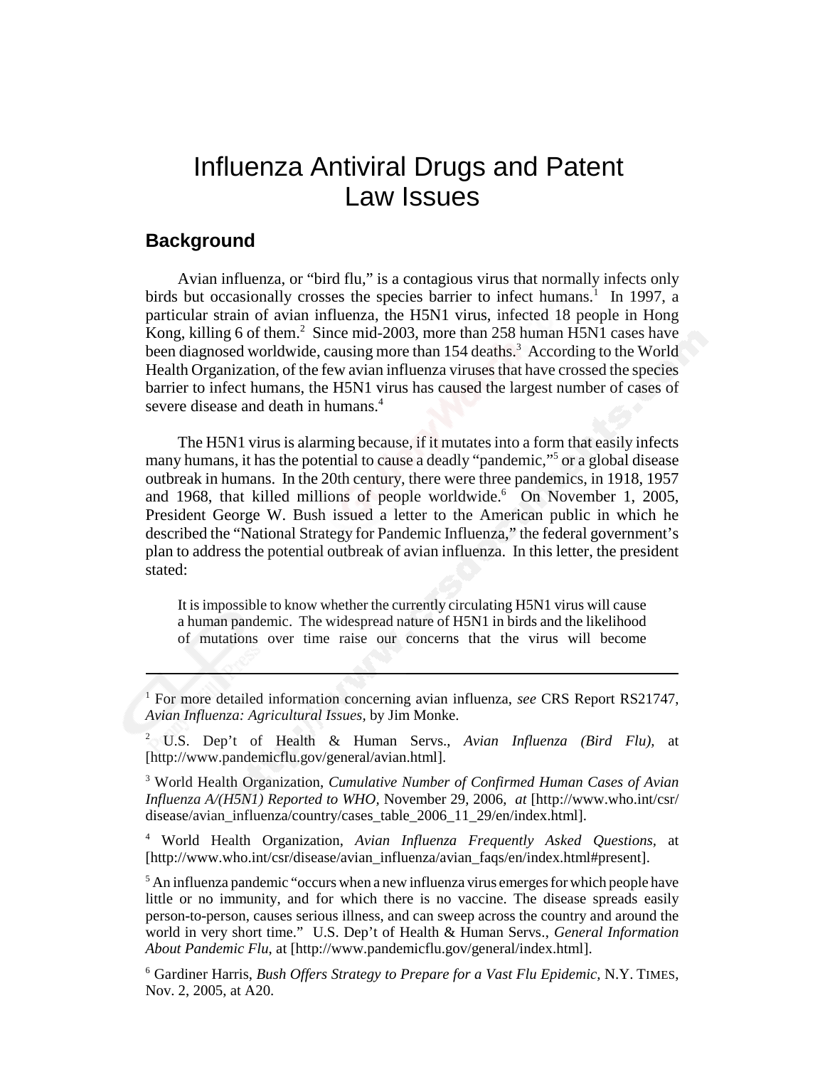# Influenza Antiviral Drugs and Patent Law Issues

## Background

Avian influenza, or "bird flu," is a contagious virus that normally infects only birds but occasionally crosses the species barrier to infect humans.[1] In 1997, a particular strain of avian influenza, the H5N1 virus, infected 18 people in Hong Kong, killing 6 of them.[2] Since mid-2003, more than 258 human H5N1 cases have been diagnosed worldwide, causing more than 154 deaths.[3] According to the World Health Organization, of the few avian influenza viruses that have crossed the species barrier to infect humans, the H5N1 virus has caused the largest number of cases of severe disease and death in humans.[4]

The H5N1 virus is alarming because, if it mutates into a form that easily infects many humans, it has the potential to cause a deadly "pandemic,"[5] or a global disease outbreak in humans. In the 20th century, there were three pandemics, in 1918, 1957 and 1968, that killed millions of people worldwide.[6] On November 1, 2005, President George W. Bush issued a letter to the American public in which he described the "National Strategy for Pandemic Influenza," the federal government's plan to address the potential outbreak of avian influenza. In this letter, the president stated:

> It is impossible to know whether the currently circulating H5N1 virus will cause a human pandemic. The widespread nature of H5N1 in birds and the likelihood of mutations over time raise our concerns that the virus will become

---

[1] For more detailed information concerning avian influenza, *see* CRS Report RS21747, *Avian Influenza: Agricultural Issues*, by Jim Monke.

[2] U.S. Dep't of Health & Human Servs., *Avian Influenza (Bird Flu)*, at [http://www.pandemicflu.gov/general/avian.html].

[3] World Health Organization, *Cumulative Number of Confirmed Human Cases of Avian Influenza A/(H5N1) Reported to WHO*, November 29, 2006, *at* [http://www.who.int/csr/disease/avian_influenza/country/cases_table_2006_11_29/en/index.html].

[4] World Health Organization, *Avian Influenza Frequently Asked Questions*, at [http://www.who.int/csr/disease/avian_influenza/avian_faqs/en/index.html#present].

[5] An influenza pandemic "occurs when a new influenza virus emerges for which people have little or no immunity, and for which there is no vaccine. The disease spreads easily person-to-person, causes serious illness, and can sweep across the country and around the world in very short time." U.S. Dep't of Health & Human Servs., *General Information About Pandemic Flu*, at [http://www.pandemicflu.gov/general/index.html].

[6] Gardiner Harris, *Bush Offers Strategy to Prepare for a Vast Flu Epidemic*, N.Y. TIMES, Nov. 2, 2005, at A20.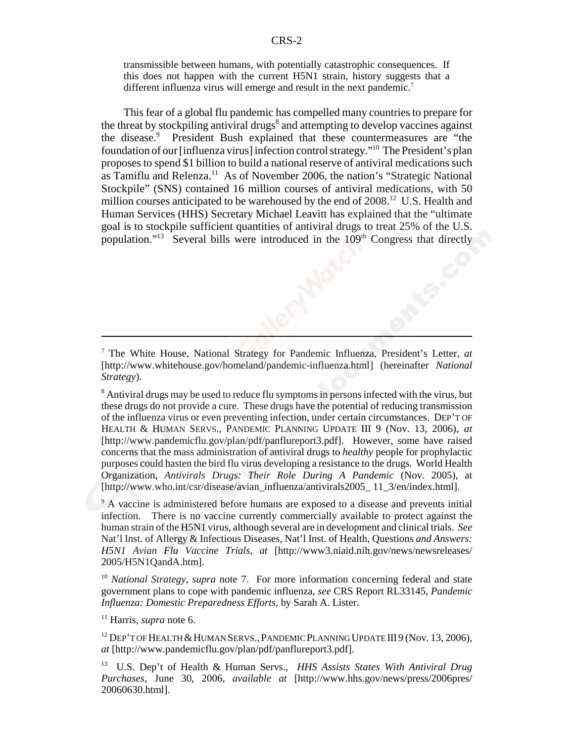transmissible between humans, with potentially catastrophic consequences. If this does not happen with the current H5N1 strain, history suggests that a different influenza virus will emerge and result in the next pandemic.[7]

This fear of a global flu pandemic has compelled many countries to prepare for the threat by stockpiling antiviral drugs[8] and attempting to develop vaccines against the disease.[9] President Bush explained that these countermeasures are "the foundation of our [influenza virus] infection control strategy."[10] The President's plan proposes to spend $1 billion to build a national reserve of antiviral medications such as Tamiflu and Relenza.[11] As of November 2006, the nation's "Strategic National Stockpile" (SNS) contained 16 million courses of antiviral medications, with 50 million courses anticipated to be warehoused by the end of 2008.[12] U.S. Health and Human Services (HHS) Secretary Michael Leavitt has explained that the "ultimate goal is to stockpile sufficient quantities of antiviral drugs to treat 25% of the U.S. population."[13] Several bills were introduced in the 109th Congress that directly

---

[7] The White House, National Strategy for Pandemic Influenza, President's Letter, *at* [http://www.whitehouse.gov/homeland/pandemic-influenza.html] (hereinafter *National Strategy*).

[8] Antiviral drugs may be used to reduce flu symptoms in persons infected with the virus, but these drugs do not provide a cure. These drugs have the potential of reducing transmission of the influenza virus or even preventing infection, under certain circumstances. DEP'T OF HEALTH & HUMAN SERVS., PANDEMIC PLANNING UPDATE III 9 (Nov. 13, 2006), *at* [http://www.pandemicflu.gov/plan/pdf/panflureport3.pdf]. However, some have raised concerns that the mass administration of antiviral drugs to *healthy* people for prophylactic purposes could hasten the bird flu virus developing a resistance to the drugs. World Health Organization, *Antivirals Drugs: Their Role During A Pandemic* (Nov. 2005), at [http://www.who.int/csr/disease/avian_influenza/antivirals2005_ 11_3/en/index.html].

[9] A vaccine is administered before humans are exposed to a disease and prevents initial infection. There is no vaccine currently commercially available to protect against the human strain of the H5N1 virus, although several are in development and clinical trials. *See* Nat'l Inst. of Allergy & Infectious Diseases, Nat'l Inst. of Health, Questions *and Answers: H5N1 Avian Flu Vaccine Trials, at* [http://www3.niaid.nih.gov/news/newsreleases/2005/H5N1QandA.htm].

[10] *National Strategy, supra* note 7. For more information concerning federal and state government plans to cope with pandemic influenza, *see* CRS Report RL33145, *Pandemic Influenza: Domestic Preparedness Efforts*, by Sarah A. Lister.

[11] Harris, *supra* note 6.

[12] DEP'T OF HEALTH & HUMAN SERVS., PANDEMIC PLANNING UPDATE III 9 (Nov. 13, 2006), *at* [http://www.pandemicflu.gov/plan/pdf/panflureport3.pdf].

[13] U.S. Dep't of Health & Human Servs., *HHS Assists States With Antiviral Drug Purchases*, June 30, 2006, *available at* [http://www.hhs.gov/news/press/2006pres/20060630.html].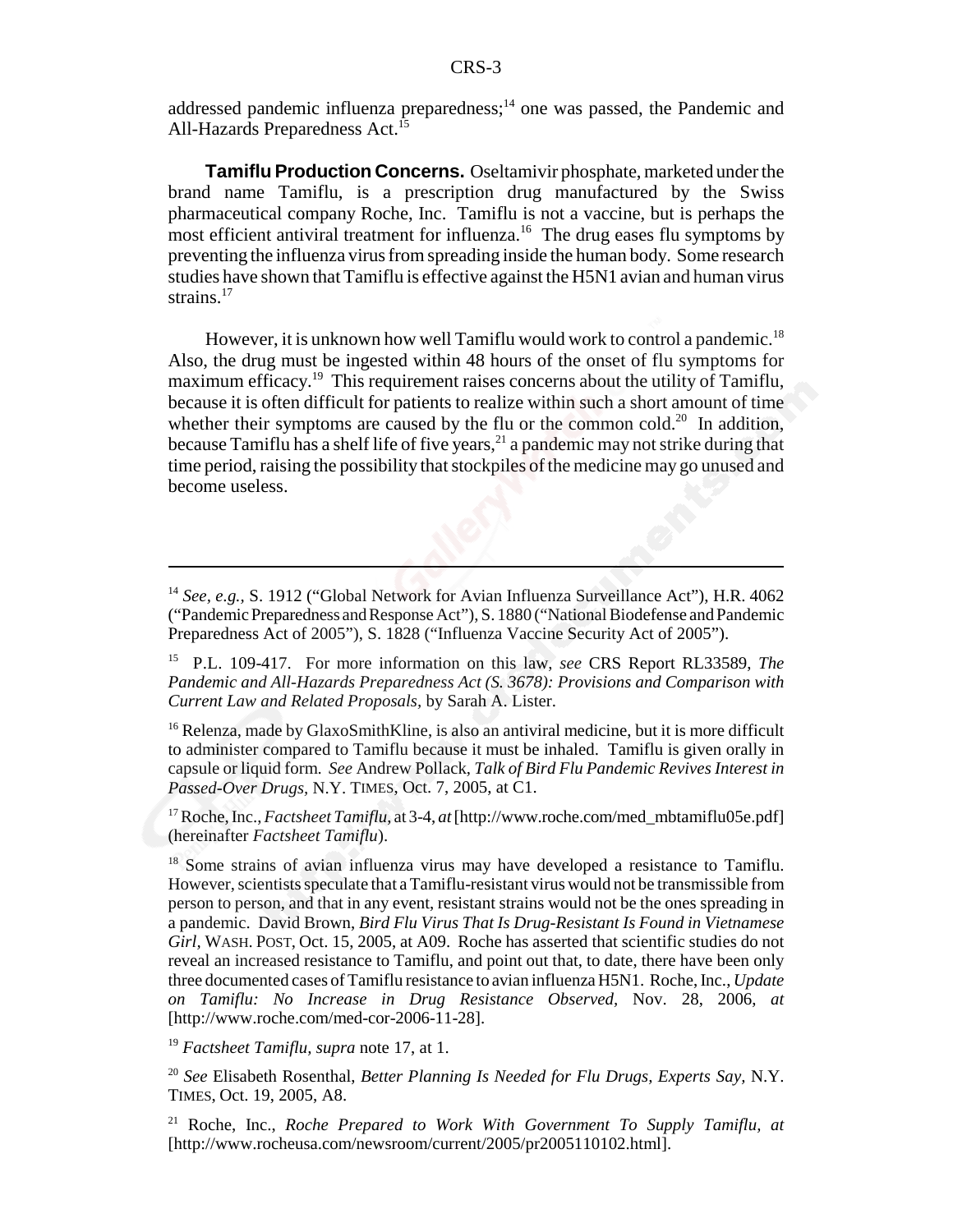addressed pandemic influenza preparedness;[14] one was passed, the Pandemic and All-Hazards Preparedness Act.[15]

**Tamiflu Production Concerns.** Oseltamivir phosphate, marketed under the brand name Tamiflu, is a prescription drug manufactured by the Swiss pharmaceutical company Roche, Inc. Tamiflu is not a vaccine, but is perhaps the most efficient antiviral treatment for influenza.[16] The drug eases flu symptoms by preventing the influenza virus from spreading inside the human body. Some research studies have shown that Tamiflu is effective against the H5N1 avian and human virus strains.[17]

However, it is unknown how well Tamiflu would work to control a pandemic.[18] Also, the drug must be ingested within 48 hours of the onset of flu symptoms for maximum efficacy.[19] This requirement raises concerns about the utility of Tamiflu, because it is often difficult for patients to realize within such a short amount of time whether their symptoms are caused by the flu or the common cold.[20] In addition, because Tamiflu has a shelf life of five years,[21] a pandemic may not strike during that time period, raising the possibility that stockpiles of the medicine may go unused and become useless.

---

[14] *See, e.g.*, S. 1912 ("Global Network for Avian Influenza Surveillance Act"), H.R. 4062 ("Pandemic Preparedness and Response Act"), S. 1880 ("National Biodefense and Pandemic Preparedness Act of 2005"), S. 1828 ("Influenza Vaccine Security Act of 2005").

[15] P.L. 109-417. For more information on this law, *see* CRS Report RL33589, *The Pandemic and All-Hazards Preparedness Act (S. 3678): Provisions and Comparison with Current Law and Related Proposals*, by Sarah A. Lister.

[16] Relenza, made by GlaxoSmithKline, is also an antiviral medicine, but it is more difficult to administer compared to Tamiflu because it must be inhaled. Tamiflu is given orally in capsule or liquid form. *See* Andrew Pollack, *Talk of Bird Flu Pandemic Revives Interest in Passed-Over Drugs*, N.Y. TIMES, Oct. 7, 2005, at C1.

[17] Roche, Inc., *Factsheet Tamiflu*, at 3-4, *at* [http://www.roche.com/med_mbtamiflu05e.pdf] (hereinafter *Factsheet Tamiflu*).

[18] Some strains of avian influenza virus may have developed a resistance to Tamiflu. However, scientists speculate that a Tamiflu-resistant virus would not be transmissible from person to person, and that in any event, resistant strains would not be the ones spreading in a pandemic. David Brown, *Bird Flu Virus That Is Drug-Resistant Is Found in Vietnamese Girl*, WASH. POST, Oct. 15, 2005, at A09. Roche has asserted that scientific studies do not reveal an increased resistance to Tamiflu, and point out that, to date, there have been only three documented cases of Tamiflu resistance to avian influenza H5N1. Roche, Inc., *Update on Tamiflu: No Increase in Drug Resistance Observed*, Nov. 28, 2006, *at* [http://www.roche.com/med-cor-2006-11-28].

[19] *Factsheet Tamiflu*, *supra* note 17, at 1.

[20] *See* Elisabeth Rosenthal, *Better Planning Is Needed for Flu Drugs, Experts Say*, N.Y. TIMES, Oct. 19, 2005, A8.

[21] Roche, Inc., *Roche Prepared to Work With Government To Supply Tamiflu*, *at* [http://www.rocheusa.com/newsroom/current/2005/pr2005110102.html].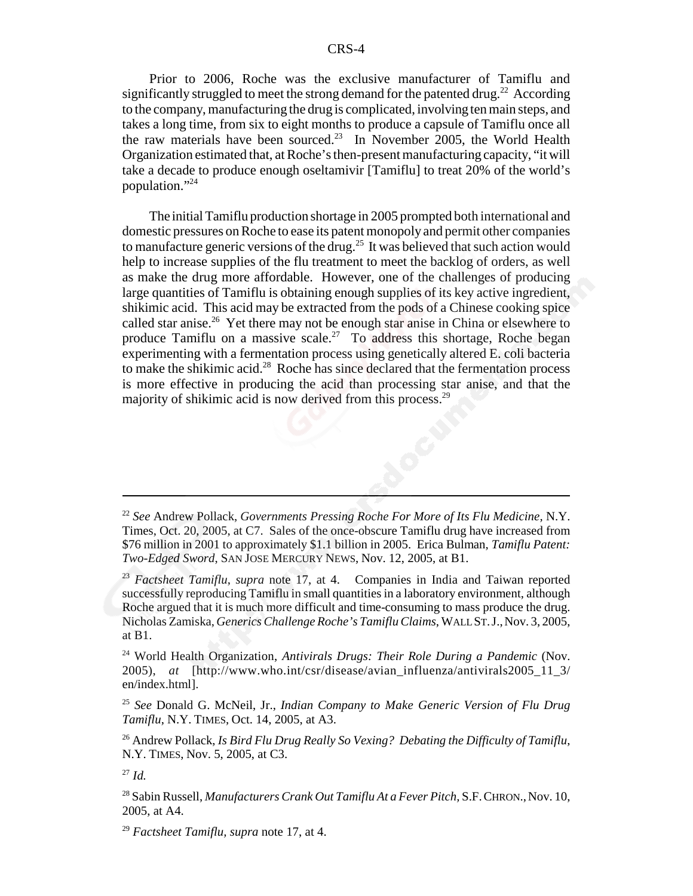Prior to 2006, Roche was the exclusive manufacturer of Tamiflu and significantly struggled to meet the strong demand for the patented drug.[22] According to the company, manufacturing the drug is complicated, involving ten main steps, and takes a long time, from six to eight months to produce a capsule of Tamiflu once all the raw materials have been sourced.[23] In November 2005, the World Health Organization estimated that, at Roche's then-present manufacturing capacity, "it will take a decade to produce enough oseltamivir [Tamiflu] to treat 20% of the world's population."[24]

The initial Tamiflu production shortage in 2005 prompted both international and domestic pressures on Roche to ease its patent monopoly and permit other companies to manufacture generic versions of the drug.[25] It was believed that such action would help to increase supplies of the flu treatment to meet the backlog of orders, as well as make the drug more affordable. However, one of the challenges of producing large quantities of Tamiflu is obtaining enough supplies of its key active ingredient, shikimic acid. This acid may be extracted from the pods of a Chinese cooking spice called star anise.[26] Yet there may not be enough star anise in China or elsewhere to produce Tamiflu on a massive scale.[27] To address this shortage, Roche began experimenting with a fermentation process using genetically altered E. coli bacteria to make the shikimic acid.[28] Roche has since declared that the fermentation process is more effective in producing the acid than processing star anise, and that the majority of shikimic acid is now derived from this process.[29]

---

[22] *See* Andrew Pollack, *Governments Pressing Roche For More of Its Flu Medicine*, N.Y. Times, Oct. 20, 2005, at C7. Sales of the once-obscure Tamiflu drug have increased from $76 million in 2001 to approximately $1.1 billion in 2005. Erica Bulman, *Tamiflu Patent: Two-Edged Sword*, SAN JOSE MERCURY NEWS, Nov. 12, 2005, at B1.

[23] *Factsheet Tamiflu*, *supra* note 17, at 4. Companies in India and Taiwan reported successfully reproducing Tamiflu in small quantities in a laboratory environment, although Roche argued that it is much more difficult and time-consuming to mass produce the drug. Nicholas Zamiska, *Generics Challenge Roche's Tamiflu Claims*, WALL ST. J., Nov. 3, 2005, at B1.

[24] World Health Organization, *Antivirals Drugs: Their Role During a Pandemic* (Nov. 2005), *at* [http://www.who.int/csr/disease/avian_influenza/antivirals2005_11_3/en/index.html].

[25] *See* Donald G. McNeil, Jr., *Indian Company to Make Generic Version of Flu Drug Tamiflu*, N.Y. TIMES, Oct. 14, 2005, at A3.

[26] Andrew Pollack, *Is Bird Flu Drug Really So Vexing? Debating the Difficulty of Tamiflu*, N.Y. TIMES, Nov. 5, 2005, at C3.

[27] *Id.*

[28] Sabin Russell, *Manufacturers Crank Out Tamiflu At a Fever Pitch*, S.F. CHRON., Nov. 10, 2005, at A4.

[29] *Factsheet Tamiflu*, *supra* note 17, at 4.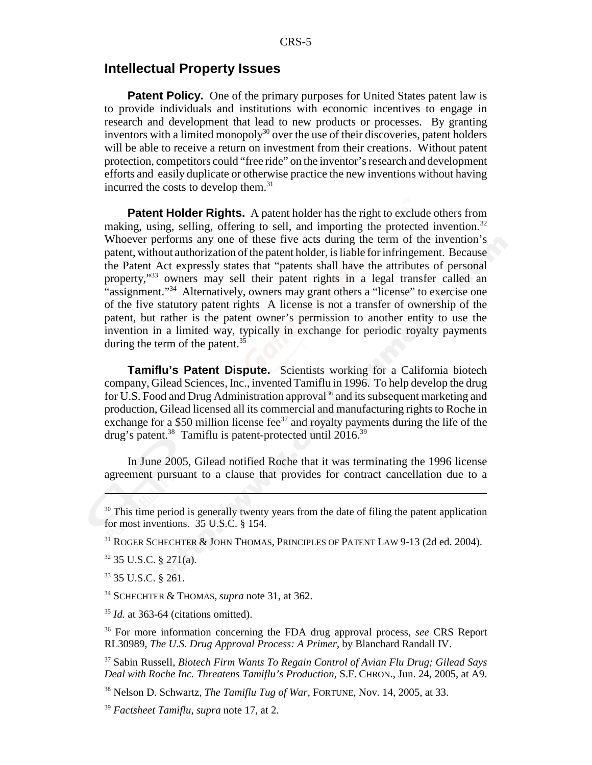## Intellectual Property Issues

**Patent Policy.** One of the primary purposes for United States patent law is to provide individuals and institutions with economic incentives to engage in research and development that lead to new products or processes. By granting inventors with a limited monopoly[30] over the use of their discoveries, patent holders will be able to receive a return on investment from their creations. Without patent protection, competitors could "free ride" on the inventor's research and development efforts and easily duplicate or otherwise practice the new inventions without having incurred the costs to develop them.[31]

**Patent Holder Rights.** A patent holder has the right to exclude others from making, using, selling, offering to sell, and importing the protected invention.[32] Whoever performs any one of these five acts during the term of the invention's patent, without authorization of the patent holder, is liable for infringement. Because the Patent Act expressly states that "patents shall have the attributes of personal property,"[33] owners may sell their patent rights in a legal transfer called an "assignment."[34] Alternatively, owners may grant others a "license" to exercise one of the five statutory patent rights A license is not a transfer of ownership of the patent, but rather is the patent owner's permission to another entity to use the invention in a limited way, typically in exchange for periodic royalty payments during the term of the patent.[35]

**Tamiflu's Patent Dispute.** Scientists working for a California biotech company, Gilead Sciences, Inc., invented Tamiflu in 1996. To help develop the drug for U.S. Food and Drug Administration approval[36] and its subsequent marketing and production, Gilead licensed all its commercial and manufacturing rights to Roche in exchange for a \$50 million license fee[37] and royalty payments during the life of the drug's patent.[38] Tamiflu is patent-protected until 2016.[39]

In June 2005, Gilead notified Roche that it was terminating the 1996 license agreement pursuant to a clause that provides for contract cancellation due to a

---

[30] This time period is generally twenty years from the date of filing the patent application for most inventions. 35 U.S.C. § 154.

[31] ROGER SCHECHTER & JOHN THOMAS, PRINCIPLES OF PATENT LAW 9-13 (2d ed. 2004).

[32] 35 U.S.C. § 271(a).

[33] 35 U.S.C. § 261.

[34] SCHECHTER & THOMAS, *supra* note 31, at 362.

[35] *Id.* at 363-64 (citations omitted).

[36] For more information concerning the FDA drug approval process, *see* CRS Report RL30989, *The U.S. Drug Approval Process: A Primer*, by Blanchard Randall IV.

[37] Sabin Russell, *Biotech Firm Wants To Regain Control of Avian Flu Drug; Gilead Says Deal with Roche Inc. Threatens Tamiflu's Production*, S.F. CHRON., Jun. 24, 2005, at A9.

[38] Nelson D. Schwartz, *The Tamiflu Tug of War*, FORTUNE, Nov. 14, 2005, at 33.

[39] *Factsheet Tamiflu*, *supra* note 17, at 2.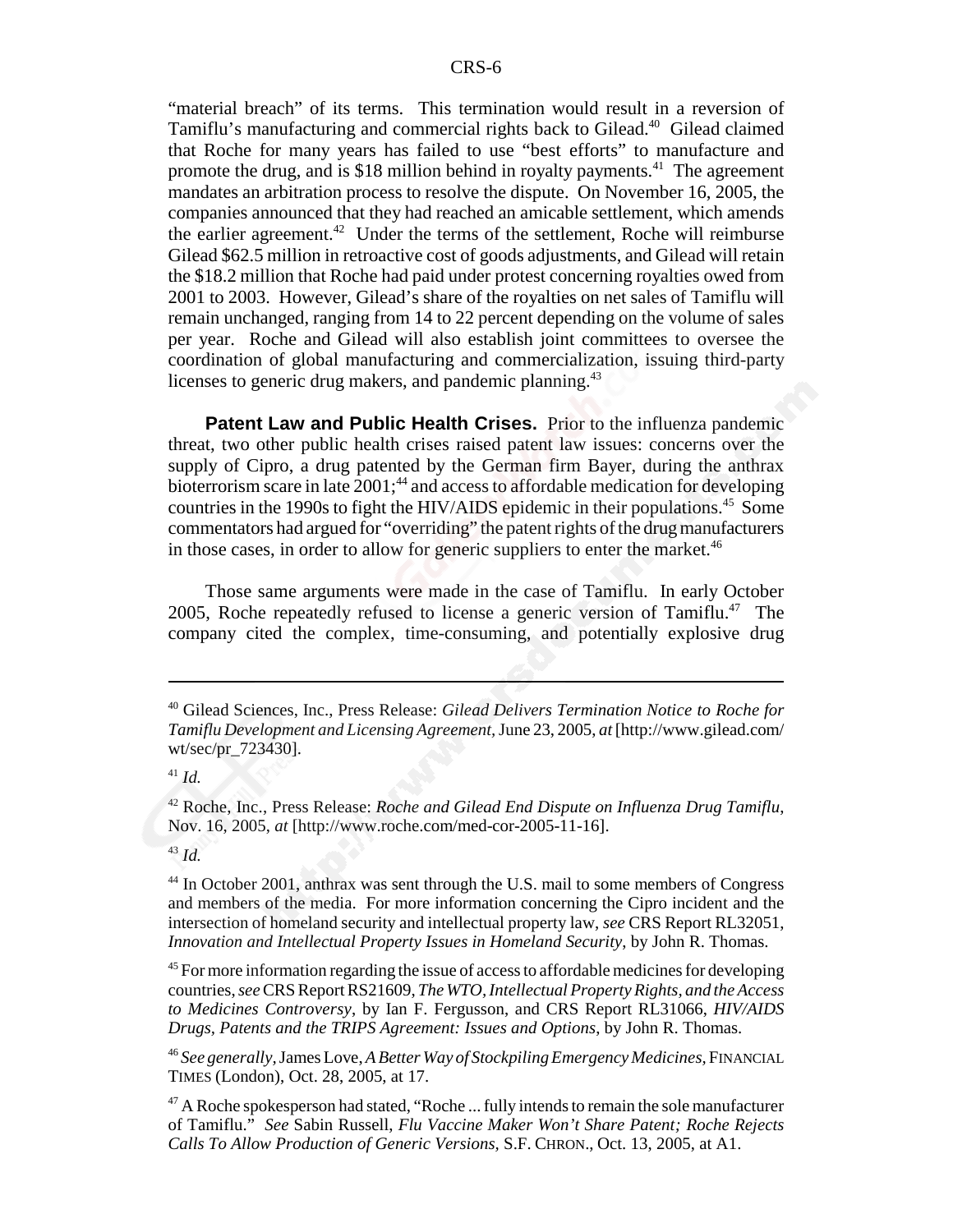"material breach" of its terms. This termination would result in a reversion of Tamiflu's manufacturing and commercial rights back to Gilead.[40] Gilead claimed that Roche for many years has failed to use "best efforts" to manufacture and promote the drug, and is $18 million behind in royalty payments.[41] The agreement mandates an arbitration process to resolve the dispute. On November 16, 2005, the companies announced that they had reached an amicable settlement, which amends the earlier agreement.[42] Under the terms of the settlement, Roche will reimburse Gilead $62.5 million in retroactive cost of goods adjustments, and Gilead will retain the $18.2 million that Roche had paid under protest concerning royalties owed from 2001 to 2003. However, Gilead's share of the royalties on net sales of Tamiflu will remain unchanged, ranging from 14 to 22 percent depending on the volume of sales per year. Roche and Gilead will also establish joint committees to oversee the coordination of global manufacturing and commercialization, issuing third-party licenses to generic drug makers, and pandemic planning.[43]

**Patent Law and Public Health Crises.** Prior to the influenza pandemic threat, two other public health crises raised patent law issues: concerns over the supply of Cipro, a drug patented by the German firm Bayer, during the anthrax bioterrorism scare in late 2001;[44] and access to affordable medication for developing countries in the 1990s to fight the HIV/AIDS epidemic in their populations.[45] Some commentators had argued for "overriding" the patent rights of the drug manufacturers in those cases, in order to allow for generic suppliers to enter the market.[46]

Those same arguments were made in the case of Tamiflu. In early October 2005, Roche repeatedly refused to license a generic version of Tamiflu.[47] The company cited the complex, time-consuming, and potentially explosive drug

---

[40] Gilead Sciences, Inc., Press Release: *Gilead Delivers Termination Notice to Roche for Tamiflu Development and Licensing Agreement*, June 23, 2005, *at* [http://www.gilead.com/wt/sec/pr_723430].

[41] *Id.*

[42] Roche, Inc., Press Release: *Roche and Gilead End Dispute on Influenza Drug Tamiflu*, Nov. 16, 2005, *at* [http://www.roche.com/med-cor-2005-11-16].

[43] *Id.*

[44] In October 2001, anthrax was sent through the U.S. mail to some members of Congress and members of the media. For more information concerning the Cipro incident and the intersection of homeland security and intellectual property law, *see* CRS Report RL32051, *Innovation and Intellectual Property Issues in Homeland Security*, by John R. Thomas.

[45] For more information regarding the issue of access to affordable medicines for developing countries, *see* CRS Report RS21609, *The WTO, Intellectual Property Rights, and the Access to Medicines Controversy*, by Ian F. Fergusson, and CRS Report RL31066, *HIV/AIDS Drugs, Patents and the TRIPS Agreement: Issues and Options*, by John R. Thomas.

[46] *See generally*, James Love, *A Better Way of Stockpiling Emergency Medicines*, FINANCIAL TIMES (London), Oct. 28, 2005, at 17.

[47] A Roche spokesperson had stated, "Roche ... fully intends to remain the sole manufacturer of Tamiflu." *See* Sabin Russell, *Flu Vaccine Maker Won't Share Patent; Roche Rejects Calls To Allow Production of Generic Versions*, S.F. CHRON., Oct. 13, 2005, at A1.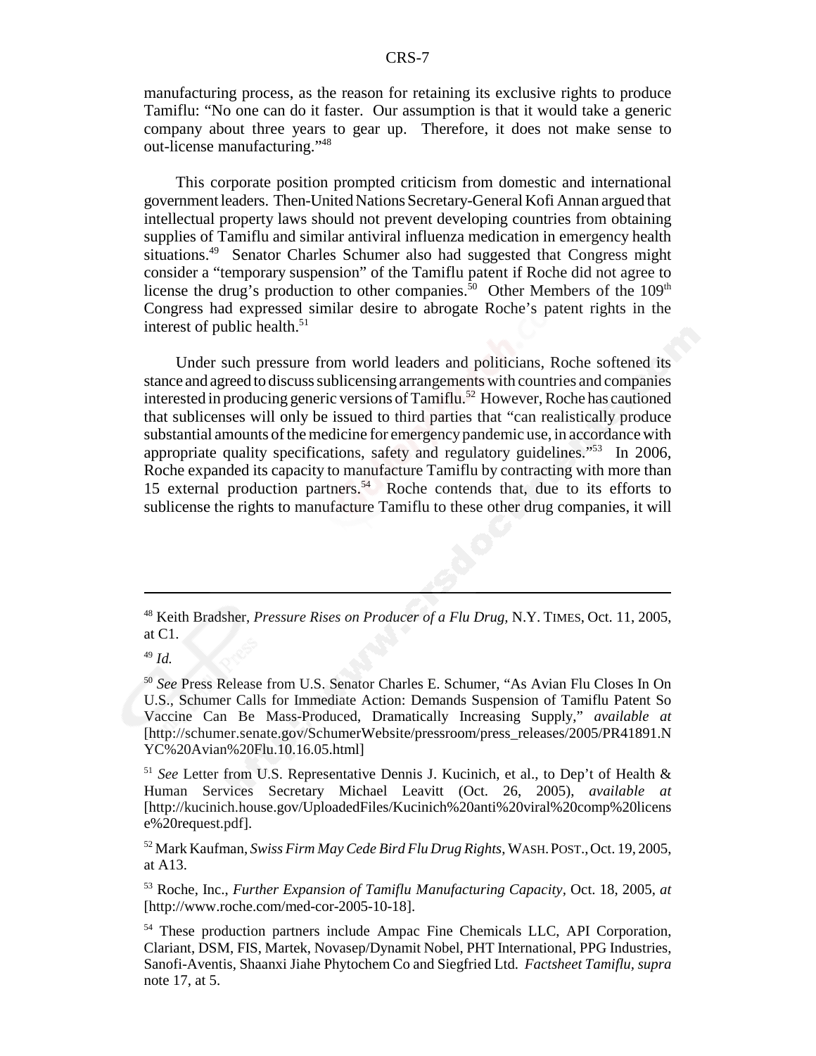manufacturing process, as the reason for retaining its exclusive rights to produce Tamiflu: "No one can do it faster. Our assumption is that it would take a generic company about three years to gear up. Therefore, it does not make sense to out-license manufacturing."[48]

This corporate position prompted criticism from domestic and international government leaders. Then-United Nations Secretary-General Kofi Annan argued that intellectual property laws should not prevent developing countries from obtaining supplies of Tamiflu and similar antiviral influenza medication in emergency health situations.[49] Senator Charles Schumer also had suggested that Congress might consider a "temporary suspension" of the Tamiflu patent if Roche did not agree to license the drug's production to other companies.[50] Other Members of the 109th Congress had expressed similar desire to abrogate Roche's patent rights in the interest of public health.[51]

Under such pressure from world leaders and politicians, Roche softened its stance and agreed to discuss sublicensing arrangements with countries and companies interested in producing generic versions of Tamiflu.[52] However, Roche has cautioned that sublicenses will only be issued to third parties that "can realistically produce substantial amounts of the medicine for emergency pandemic use, in accordance with appropriate quality specifications, safety and regulatory guidelines."[53] In 2006, Roche expanded its capacity to manufacture Tamiflu by contracting with more than 15 external production partners.[54] Roche contends that, due to its efforts to sublicense the rights to manufacture Tamiflu to these other drug companies, it will

---

[48] Keith Bradsher, *Pressure Rises on Producer of a Flu Drug*, N.Y. TIMES, Oct. 11, 2005, at C1.

[49] *Id.*

[50] *See* Press Release from U.S. Senator Charles E. Schumer, "As Avian Flu Closes In On U.S., Schumer Calls for Immediate Action: Demands Suspension of Tamiflu Patent So Vaccine Can Be Mass-Produced, Dramatically Increasing Supply," *available at* [http://schumer.senate.gov/SchumerWebsite/pressroom/press_releases/2005/PR41891.NYC%20Avian%20Flu.10.16.05.html]

[51] *See* Letter from U.S. Representative Dennis J. Kucinich, et al., to Dep't of Health & Human Services Secretary Michael Leavitt (Oct. 26, 2005), *available at* [http://kucinich.house.gov/UploadedFiles/Kucinich%20anti%20viral%20comp%20license%20request.pdf].

[52] Mark Kaufman, *Swiss Firm May Cede Bird Flu Drug Rights*, WASH. POST., Oct. 19, 2005, at A13.

[53] Roche, Inc., *Further Expansion of Tamiflu Manufacturing Capacity*, Oct. 18, 2005, *at* [http://www.roche.com/med-cor-2005-10-18].

[54] These production partners include Ampac Fine Chemicals LLC, API Corporation, Clariant, DSM, FIS, Martek, Novasep/Dynamit Nobel, PHT International, PPG Industries, Sanofi-Aventis, Shaanxi Jiahe Phytochem Co and Siegfried Ltd. *Factsheet Tamiflu*, *supra* note 17, at 5.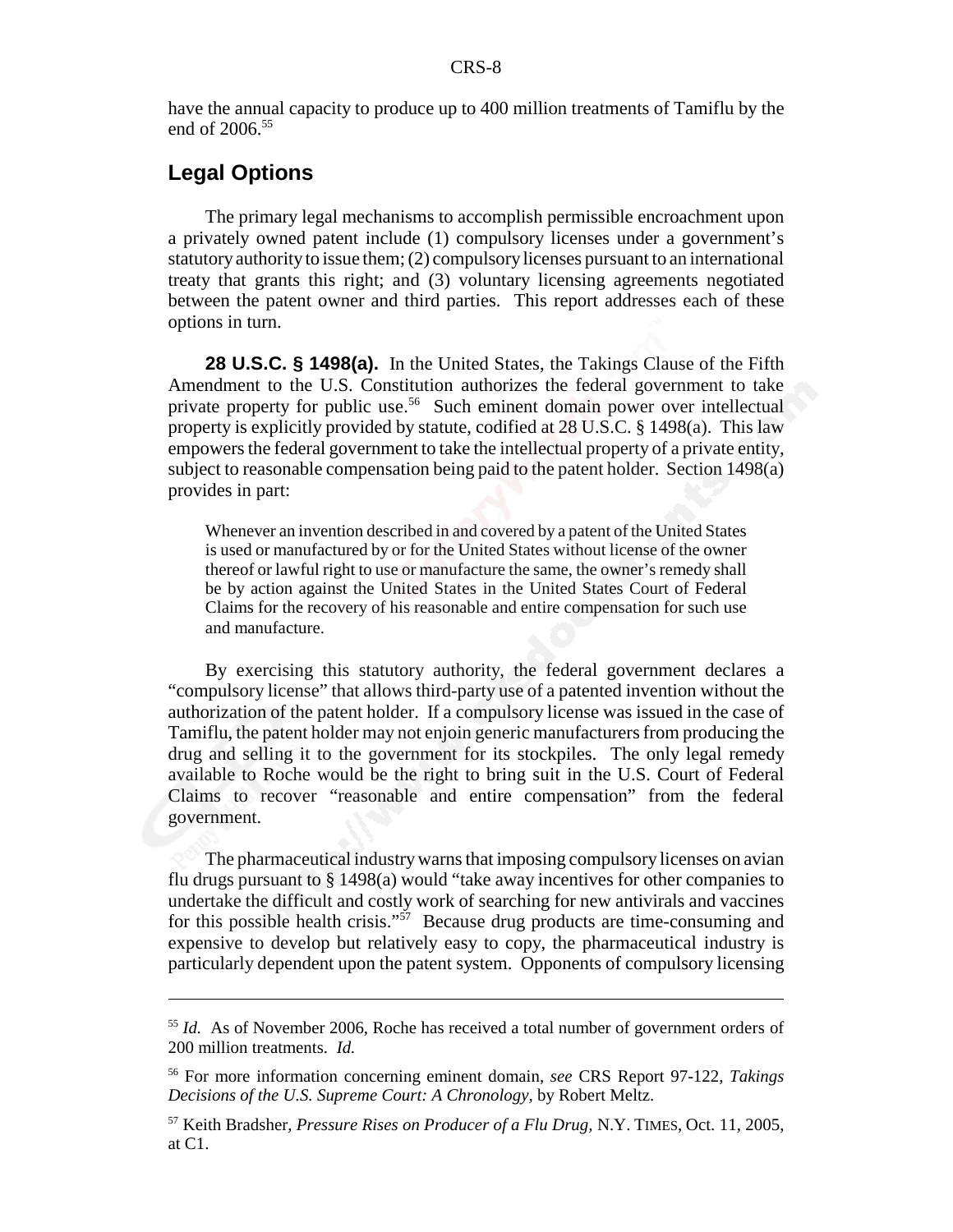have the annual capacity to produce up to 400 million treatments of Tamiflu by the end of 2006.[55]

## Legal Options

The primary legal mechanisms to accomplish permissible encroachment upon a privately owned patent include (1) compulsory licenses under a government's statutory authority to issue them; (2) compulsory licenses pursuant to an international treaty that grants this right; and (3) voluntary licensing agreements negotiated between the patent owner and third parties. This report addresses each of these options in turn.

**28 U.S.C. § 1498(a).** In the United States, the Takings Clause of the Fifth Amendment to the U.S. Constitution authorizes the federal government to take private property for public use.[56] Such eminent domain power over intellectual property is explicitly provided by statute, codified at 28 U.S.C. § 1498(a). This law empowers the federal government to take the intellectual property of a private entity, subject to reasonable compensation being paid to the patent holder. Section 1498(a) provides in part:

> Whenever an invention described in and covered by a patent of the United States is used or manufactured by or for the United States without license of the owner thereof or lawful right to use or manufacture the same, the owner's remedy shall be by action against the United States in the United States Court of Federal Claims for the recovery of his reasonable and entire compensation for such use and manufacture.

By exercising this statutory authority, the federal government declares a "compulsory license" that allows third-party use of a patented invention without the authorization of the patent holder. If a compulsory license was issued in the case of Tamiflu, the patent holder may not enjoin generic manufacturers from producing the drug and selling it to the government for its stockpiles. The only legal remedy available to Roche would be the right to bring suit in the U.S. Court of Federal Claims to recover "reasonable and entire compensation" from the federal government.

The pharmaceutical industry warns that imposing compulsory licenses on avian flu drugs pursuant to § 1498(a) would "take away incentives for other companies to undertake the difficult and costly work of searching for new antivirals and vaccines for this possible health crisis."[57] Because drug products are time-consuming and expensive to develop but relatively easy to copy, the pharmaceutical industry is particularly dependent upon the patent system. Opponents of compulsory licensing

---

[55] *Id.* As of November 2006, Roche has received a total number of government orders of 200 million treatments. *Id.*

[56] For more information concerning eminent domain, *see* CRS Report 97-122, *Takings Decisions of the U.S. Supreme Court: A Chronology*, by Robert Meltz.

[57] Keith Bradsher, *Pressure Rises on Producer of a Flu Drug,* N.Y. TIMES, Oct. 11, 2005, at C1.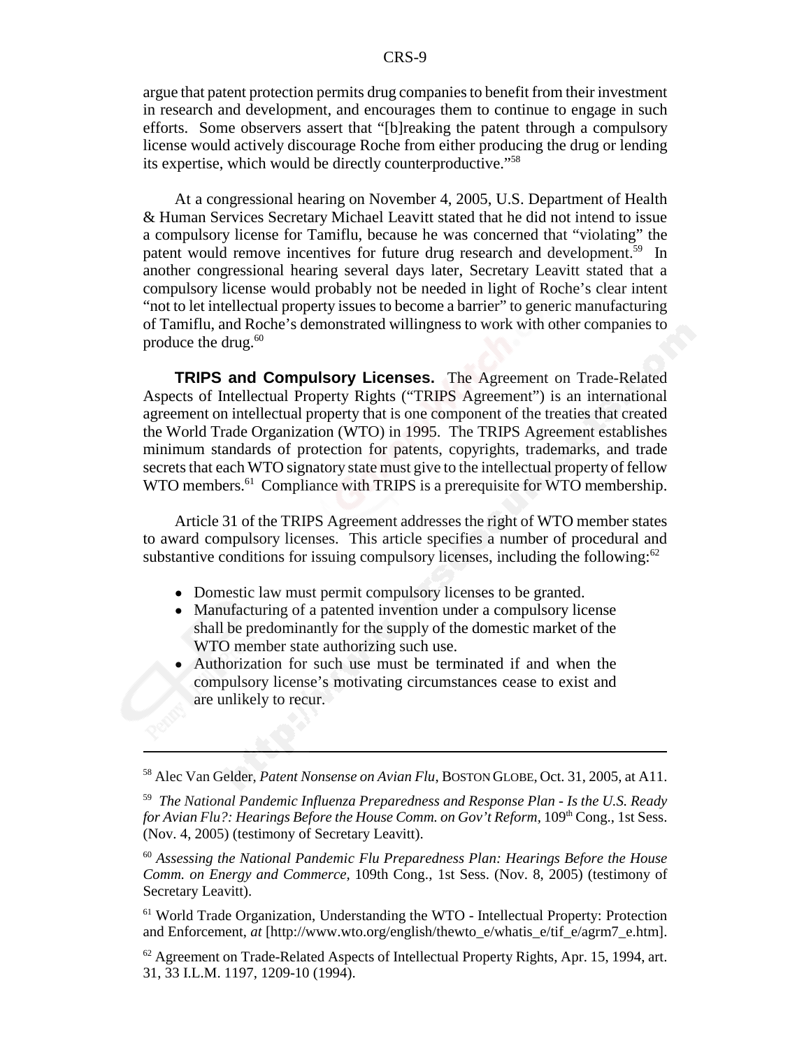argue that patent protection permits drug companies to benefit from their investment in research and development, and encourages them to continue to engage in such efforts. Some observers assert that "[b]reaking the patent through a compulsory license would actively discourage Roche from either producing the drug or lending its expertise, which would be directly counterproductive."[58]

At a congressional hearing on November 4, 2005, U.S. Department of Health & Human Services Secretary Michael Leavitt stated that he did not intend to issue a compulsory license for Tamiflu, because he was concerned that "violating" the patent would remove incentives for future drug research and development.[59] In another congressional hearing several days later, Secretary Leavitt stated that a compulsory license would probably not be needed in light of Roche's clear intent "not to let intellectual property issues to become a barrier" to generic manufacturing of Tamiflu, and Roche's demonstrated willingness to work with other companies to produce the drug.[60]

**TRIPS and Compulsory Licenses.** The Agreement on Trade-Related Aspects of Intellectual Property Rights ("TRIPS Agreement") is an international agreement on intellectual property that is one component of the treaties that created the World Trade Organization (WTO) in 1995. The TRIPS Agreement establishes minimum standards of protection for patents, copyrights, trademarks, and trade secrets that each WTO signatory state must give to the intellectual property of fellow WTO members.[61] Compliance with TRIPS is a prerequisite for WTO membership.

Article 31 of the TRIPS Agreement addresses the right of WTO member states to award compulsory licenses. This article specifies a number of procedural and substantive conditions for issuing compulsory licenses, including the following:[62]

- Domestic law must permit compulsory licenses to be granted.
- Manufacturing of a patented invention under a compulsory license shall be predominantly for the supply of the domestic market of the WTO member state authorizing such use.
- Authorization for such use must be terminated if and when the compulsory license's motivating circumstances cease to exist and are unlikely to recur.

---

[58] Alec Van Gelder, *Patent Nonsense on Avian Flu*, BOSTON GLOBE, Oct. 31, 2005, at A11.

[59] *The National Pandemic Influenza Preparedness and Response Plan - Is the U.S. Ready for Avian Flu?: Hearings Before the House Comm. on Gov't Reform*, 109th Cong., 1st Sess. (Nov. 4, 2005) (testimony of Secretary Leavitt).

[60] *Assessing the National Pandemic Flu Preparedness Plan: Hearings Before the House Comm. on Energy and Commerce*, 109th Cong., 1st Sess. (Nov. 8, 2005) (testimony of Secretary Leavitt).

[61] World Trade Organization, Understanding the WTO - Intellectual Property: Protection and Enforcement, *at* [http://www.wto.org/english/thewto_e/whatis_e/tif_e/agrm7_e.htm].

[62] Agreement on Trade-Related Aspects of Intellectual Property Rights, Apr. 15, 1994, art. 31, 33 I.L.M. 1197, 1209-10 (1994).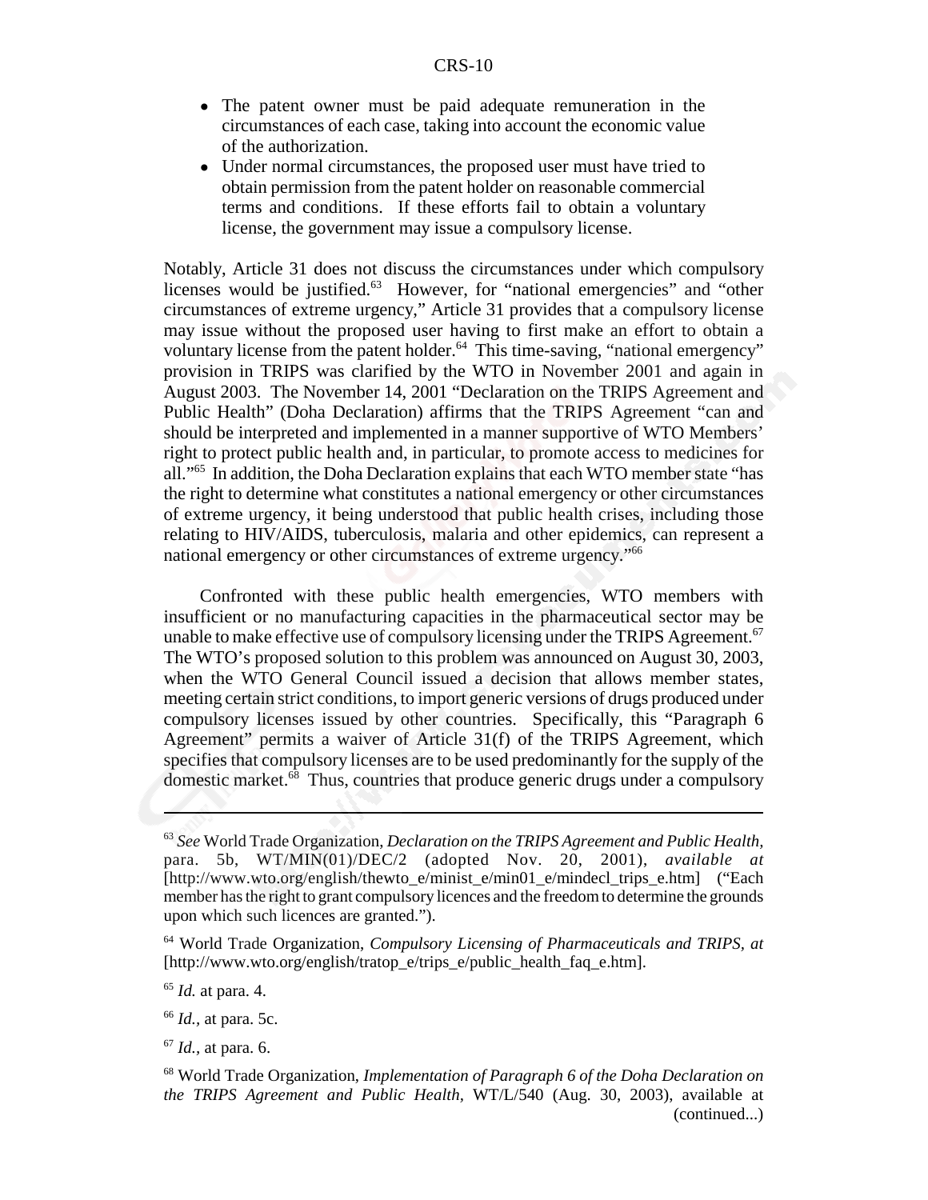- The patent owner must be paid adequate remuneration in the circumstances of each case, taking into account the economic value of the authorization.
- Under normal circumstances, the proposed user must have tried to obtain permission from the patent holder on reasonable commercial terms and conditions. If these efforts fail to obtain a voluntary license, the government may issue a compulsory license.

Notably, Article 31 does not discuss the circumstances under which compulsory licenses would be justified.[63] However, for "national emergencies" and "other circumstances of extreme urgency," Article 31 provides that a compulsory license may issue without the proposed user having to first make an effort to obtain a voluntary license from the patent holder.[64] This time-saving, "national emergency" provision in TRIPS was clarified by the WTO in November 2001 and again in August 2003. The November 14, 2001 "Declaration on the TRIPS Agreement and Public Health" (Doha Declaration) affirms that the TRIPS Agreement "can and should be interpreted and implemented in a manner supportive of WTO Members' right to protect public health and, in particular, to promote access to medicines for all."[65] In addition, the Doha Declaration explains that each WTO member state "has the right to determine what constitutes a national emergency or other circumstances of extreme urgency, it being understood that public health crises, including those relating to HIV/AIDS, tuberculosis, malaria and other epidemics, can represent a national emergency or other circumstances of extreme urgency."[66]

Confronted with these public health emergencies, WTO members with insufficient or no manufacturing capacities in the pharmaceutical sector may be unable to make effective use of compulsory licensing under the TRIPS Agreement.[67] The WTO's proposed solution to this problem was announced on August 30, 2003, when the WTO General Council issued a decision that allows member states, meeting certain strict conditions, to import generic versions of drugs produced under compulsory licenses issued by other countries. Specifically, this "Paragraph 6 Agreement" permits a waiver of Article 31(f) of the TRIPS Agreement, which specifies that compulsory licenses are to be used predominantly for the supply of the domestic market.[68] Thus, countries that produce generic drugs under a compulsory

---

[63] *See* World Trade Organization, *Declaration on the TRIPS Agreement and Public Health*, para. 5b, WT/MIN(01)/DEC/2 (adopted Nov. 20, 2001), *available at* [http://www.wto.org/english/thewto_e/minist_e/min01_e/mindecl_trips_e.htm] ("Each member has the right to grant compulsory licences and the freedom to determine the grounds upon which such licences are granted.").

[64] World Trade Organization, *Compulsory Licensing of Pharmaceuticals and TRIPS*, *at* [http://www.wto.org/english/tratop_e/trips_e/public_health_faq_e.htm].

[65] *Id.* at para. 4.

[66] *Id.*, at para. 5c.

[67] *Id.*, at para. 6.

[68] World Trade Organization, *Implementation of Paragraph 6 of the Doha Declaration on the TRIPS Agreement and Public Health*, WT/L/540 (Aug. 30, 2003), available at (continued...)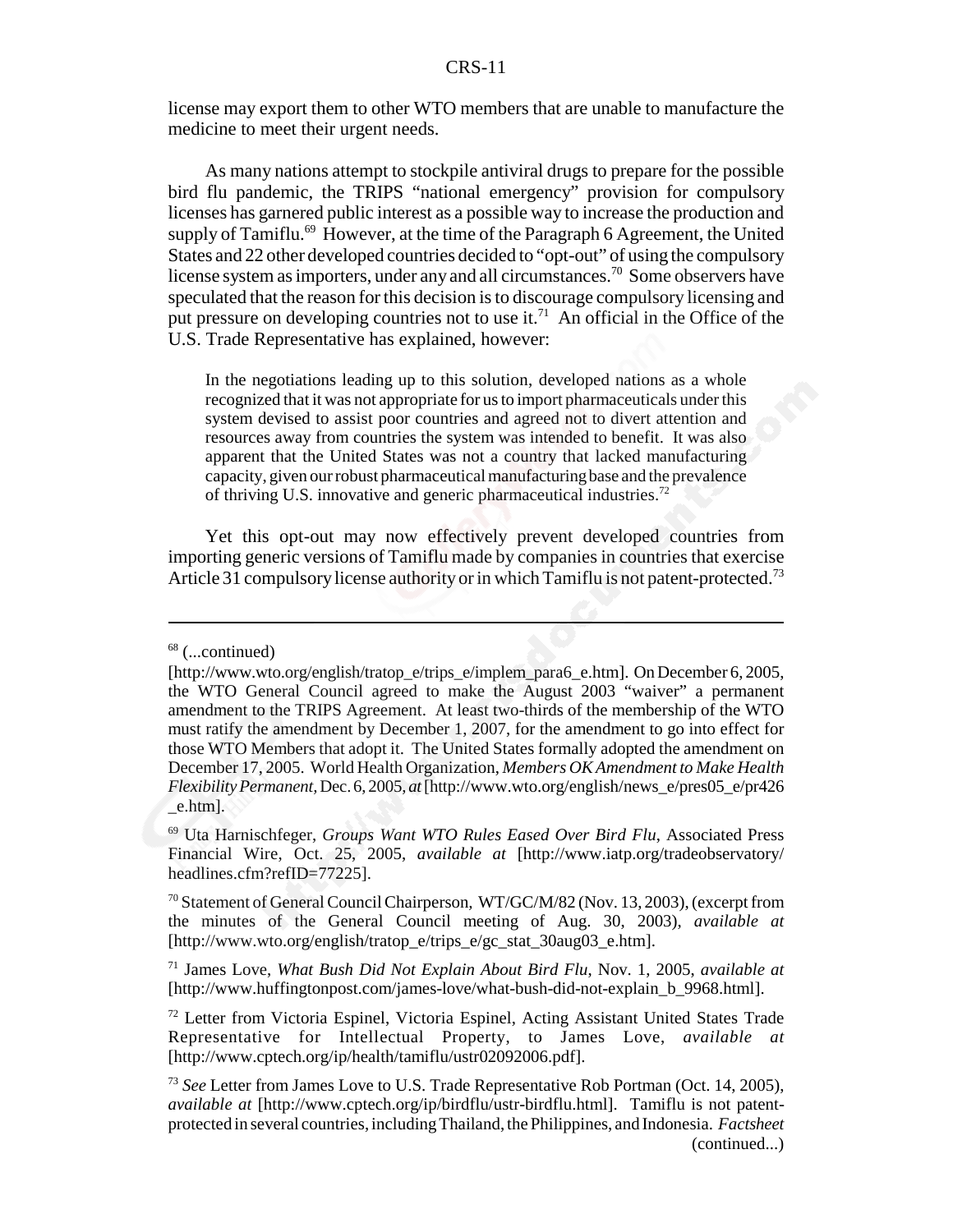license may export them to other WTO members that are unable to manufacture the medicine to meet their urgent needs.

As many nations attempt to stockpile antiviral drugs to prepare for the possible bird flu pandemic, the TRIPS "national emergency" provision for compulsory licenses has garnered public interest as a possible way to increase the production and supply of Tamiflu.[69] However, at the time of the Paragraph 6 Agreement, the United States and 22 other developed countries decided to "opt-out" of using the compulsory license system as importers, under any and all circumstances.[70] Some observers have speculated that the reason for this decision is to discourage compulsory licensing and put pressure on developing countries not to use it.[71] An official in the Office of the U.S. Trade Representative has explained, however:

> In the negotiations leading up to this solution, developed nations as a whole recognized that it was not appropriate for us to import pharmaceuticals under this system devised to assist poor countries and agreed not to divert attention and resources away from countries the system was intended to benefit. It was also apparent that the United States was not a country that lacked manufacturing capacity, given our robust pharmaceutical manufacturing base and the prevalence of thriving U.S. innovative and generic pharmaceutical industries.[72]

Yet this opt-out may now effectively prevent developed countries from importing generic versions of Tamiflu made by companies in countries that exercise Article 31 compulsory license authority or in which Tamiflu is not patent-protected.[73]

---

[68] (...continued)
[http://www.wto.org/english/tratop_e/trips_e/implem_para6_e.htm]. On December 6, 2005, the WTO General Council agreed to make the August 2003 "waiver" a permanent amendment to the TRIPS Agreement. At least two-thirds of the membership of the WTO must ratify the amendment by December 1, 2007, for the amendment to go into effect for those WTO Members that adopt it. The United States formally adopted the amendment on December 17, 2005. World Health Organization, *Members OK Amendment to Make Health Flexibility Permanent*, Dec. 6, 2005, *at* [http://www.wto.org/english/news_e/pres05_e/pr426_e.htm].

[69] Uta Harnischfeger, *Groups Want WTO Rules Eased Over Bird Flu*, Associated Press Financial Wire, Oct. 25, 2005, *available at* [http://www.iatp.org/tradeobservatory/headlines.cfm?refID=77225].

[70] Statement of General Council Chairperson, WT/GC/M/82 (Nov. 13, 2003), (excerpt from the minutes of the General Council meeting of Aug. 30, 2003), *available at* [http://www.wto.org/english/tratop_e/trips_e/gc_stat_30aug03_e.htm].

[71] James Love, *What Bush Did Not Explain About Bird Flu*, Nov. 1, 2005, *available at* [http://www.huffingtonpost.com/james-love/what-bush-did-not-explain_b_9968.html].

[72] Letter from Victoria Espinel, Victoria Espinel, Acting Assistant United States Trade Representative for Intellectual Property, to James Love, *available at* [http://www.cptech.org/ip/health/tamiflu/ustr02092006.pdf].

[73] *See* Letter from James Love to U.S. Trade Representative Rob Portman (Oct. 14, 2005), *available at* [http://www.cptech.org/ip/birdflu/ustr-birdflu.html]. Tamiflu is not patent-protected in several countries, including Thailand, the Philippines, and Indonesia. *Factsheet* (continued...)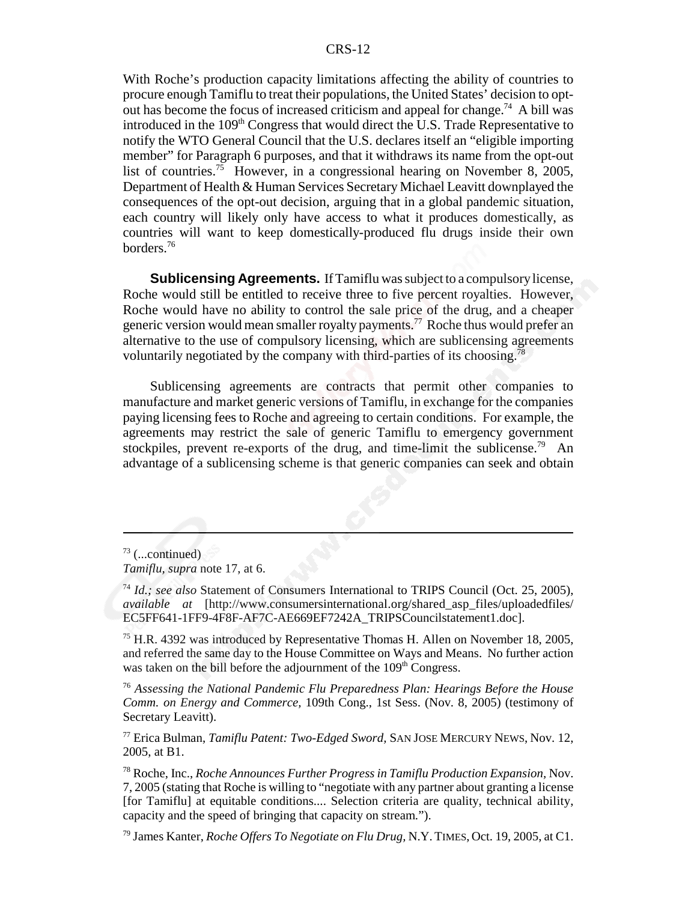With Roche's production capacity limitations affecting the ability of countries to procure enough Tamiflu to treat their populations, the United States' decision to opt-out has become the focus of increased criticism and appeal for change.[74] A bill was introduced in the 109th Congress that would direct the U.S. Trade Representative to notify the WTO General Council that the U.S. declares itself an "eligible importing member" for Paragraph 6 purposes, and that it withdraws its name from the opt-out list of countries.[75] However, in a congressional hearing on November 8, 2005, Department of Health & Human Services Secretary Michael Leavitt downplayed the consequences of the opt-out decision, arguing that in a global pandemic situation, each country will likely only have access to what it produces domestically, as countries will want to keep domestically-produced flu drugs inside their own borders.[76]

**Sublicensing Agreements.** If Tamiflu was subject to a compulsory license, Roche would still be entitled to receive three to five percent royalties. However, Roche would have no ability to control the sale price of the drug, and a cheaper generic version would mean smaller royalty payments.[77] Roche thus would prefer an alternative to the use of compulsory licensing, which are sublicensing agreements voluntarily negotiated by the company with third-parties of its choosing.[78]

Sublicensing agreements are contracts that permit other companies to manufacture and market generic versions of Tamiflu, in exchange for the companies paying licensing fees to Roche and agreeing to certain conditions. For example, the agreements may restrict the sale of generic Tamiflu to emergency government stockpiles, prevent re-exports of the drug, and time-limit the sublicense.[79] An advantage of a sublicensing scheme is that generic companies can seek and obtain

---

[73] (...continued)
*Tamiflu, supra* note 17, at 6.

[74] *Id.; see also* Statement of Consumers International to TRIPS Council (Oct. 25, 2005), *available at* [http://www.consumersinternational.org/shared_asp_files/uploadedfiles/EC5FF641-1FF9-4F8F-AF7C-AE669EF7242A_TRIPSCouncilstatement1.doc].

[75] H.R. 4392 was introduced by Representative Thomas H. Allen on November 18, 2005, and referred the same day to the House Committee on Ways and Means. No further action was taken on the bill before the adjournment of the 109th Congress.

[76] *Assessing the National Pandemic Flu Preparedness Plan: Hearings Before the House Comm. on Energy and Commerce,* 109th Cong., 1st Sess. (Nov. 8, 2005) (testimony of Secretary Leavitt).

[77] Erica Bulman, *Tamiflu Patent: Two-Edged Sword,* SAN JOSE MERCURY NEWS, Nov. 12, 2005, at B1.

[78] Roche, Inc., *Roche Announces Further Progress in Tamiflu Production Expansion,* Nov. 7, 2005 (stating that Roche is willing to "negotiate with any partner about granting a license [for Tamiflu] at equitable conditions.... Selection criteria are quality, technical ability, capacity and the speed of bringing that capacity on stream.").

[79] James Kanter, *Roche Offers To Negotiate on Flu Drug,* N.Y. TIMES, Oct. 19, 2005, at C1.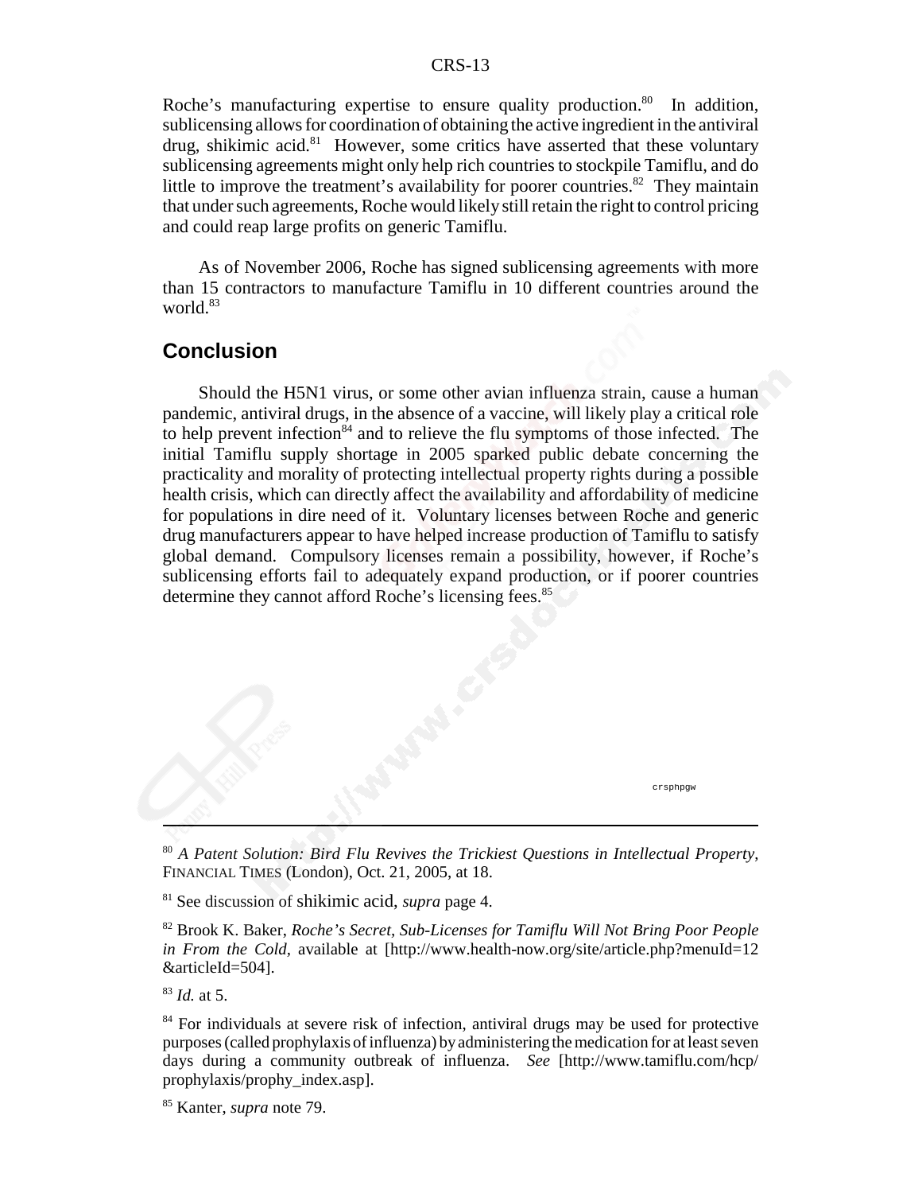Roche's manufacturing expertise to ensure quality production.[80] In addition, sublicensing allows for coordination of obtaining the active ingredient in the antiviral drug, shikimic acid.[81] However, some critics have asserted that these voluntary sublicensing agreements might only help rich countries to stockpile Tamiflu, and do little to improve the treatment's availability for poorer countries.[82] They maintain that under such agreements, Roche would likely still retain the right to control pricing and could reap large profits on generic Tamiflu.

As of November 2006, Roche has signed sublicensing agreements with more than 15 contractors to manufacture Tamiflu in 10 different countries around the world.[83]

## Conclusion

Should the H5N1 virus, or some other avian influenza strain, cause a human pandemic, antiviral drugs, in the absence of a vaccine, will likely play a critical role to help prevent infection[84] and to relieve the flu symptoms of those infected. The initial Tamiflu supply shortage in 2005 sparked public debate concerning the practicality and morality of protecting intellectual property rights during a possible health crisis, which can directly affect the availability and affordability of medicine for populations in dire need of it. Voluntary licenses between Roche and generic drug manufacturers appear to have helped increase production of Tamiflu to satisfy global demand. Compulsory licenses remain a possibility, however, if Roche's sublicensing efforts fail to adequately expand production, or if poorer countries determine they cannot afford Roche's licensing fees.[85]

crsphpgw

---

[80] *A Patent Solution: Bird Flu Revives the Trickiest Questions in Intellectual Property*, FINANCIAL TIMES (London), Oct. 21, 2005, at 18.

[81] See discussion of shikimic acid, *supra* page 4.

[82] Brook K. Baker, *Roche's Secret, Sub-Licenses for Tamiflu Will Not Bring Poor People in From the Cold*, available at [http://www.health-now.org/site/article.php?menuId=12&articleId=504].

[83] *Id.* at 5.

[84] For individuals at severe risk of infection, antiviral drugs may be used for protective purposes (called prophylaxis of influenza) by administering the medication for at least seven days during a community outbreak of influenza. *See* [http://www.tamiflu.com/hcp/prophylaxis/prophy_index.asp].

[85] Kanter, *supra* note 79.